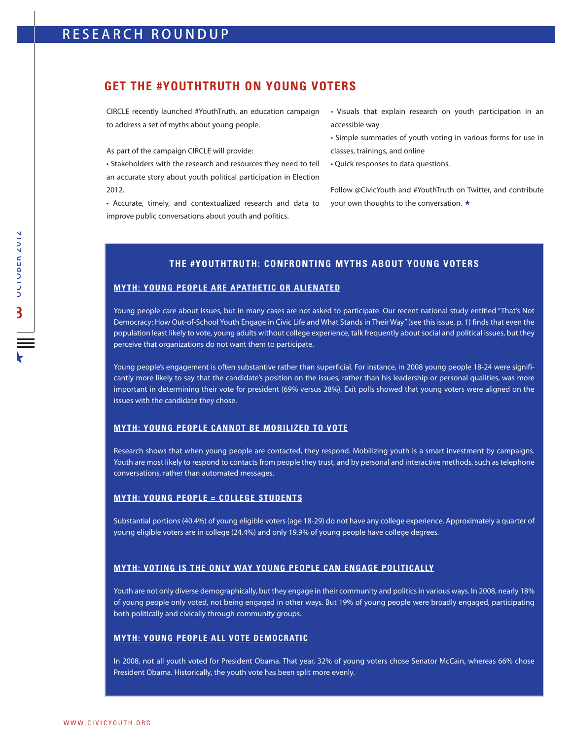# GET THE #YOUTHTRUTH ON YOUNG VOTERS

CIRCLE recently launched #YouthTruth, an education campaign to address a set of myths about young people.

As part of the campaign CIRCLE will provide:

- Stakeholders with the research and resources they need to tell an accurate story about youth political participation in Election 2012.
- Accurate, timely, and contextualized research and data to improve public conversations about youth and politics.
- Visuals that explain research on youth participation in an accessible way
- Simple summaries of youth voting in various forms for use in classes, trainings, and online
- Quick responses to data questions.

Follow @CivicYouth and #YouthTruth on Twitter, and contribute your own thoughts to the conversation. ★

## THE #YOUTHTRUTH: CONFRONTING MYTHS ABOUT YOUNG VOTERS

### MYTH: YOUNG PEOPLE ARE APATHETIC OR ALIENATED

Young people care about issues, but in many cases are not asked to participate. Our recent national study entitled "That's Not Democracy: How Out-of-School Youth Engage in Civic Life and What Stands in Their Way" (see this issue, p. 1) finds that even the population least likely to vote, young adults without college experience, talk frequently about social and political issues, but they perceive that organizations do not want them to participate.

Young people's engagement is often substantive rather than superficial. For instance, in 2008 young people 18-24 were significantly more likely to say that the candidate's position on the issues, rather than his leadership or personal qualities, was more important in determining their vote for president (69% versus 28%). Exit polls showed that young voters were aligned on the issues with the candidate they chose.

### MYTH: YOUNG PEOPLE CANNOT BE MOBILIZED TO VOTE

Research shows that when young people are contacted, they respond. Mobilizing youth is a smart investment by campaigns. Youth are most likely to respond to contacts from people they trust, and by personal and interactive methods, such as telephone conversations, rather than automated messages.

### MYTH: YOUNG PEOPLE = COLLEGE STUDENTS

Substantial portions (40.4%) of young eligible voters (age 18-29) do not have any college experience. Approximately a quarter of young eligible voters are in college (24.4%) and only 19.9% of young people have college degrees.

### MYTH: VOTING IS THE ONLY WAY YOUNG PEOPLE CAN ENGAGE POLITICALLY

Youth are not only diverse demographically, but they engage in their community and politics in various ways. In 2008, nearly 18% of young people only voted, not being engaged in other ways. But 19% of young people were broadly engaged, participating both politically and civically through community groups.

### MYTH: YOUNG PEOPLE ALL VOTE DEMOCRATIC

In 2008, not all youth voted for President Obama. That year, 32% of young voters chose Senator McCain, whereas 66% chose President Obama. Historically, the youth vote has been split more evenly.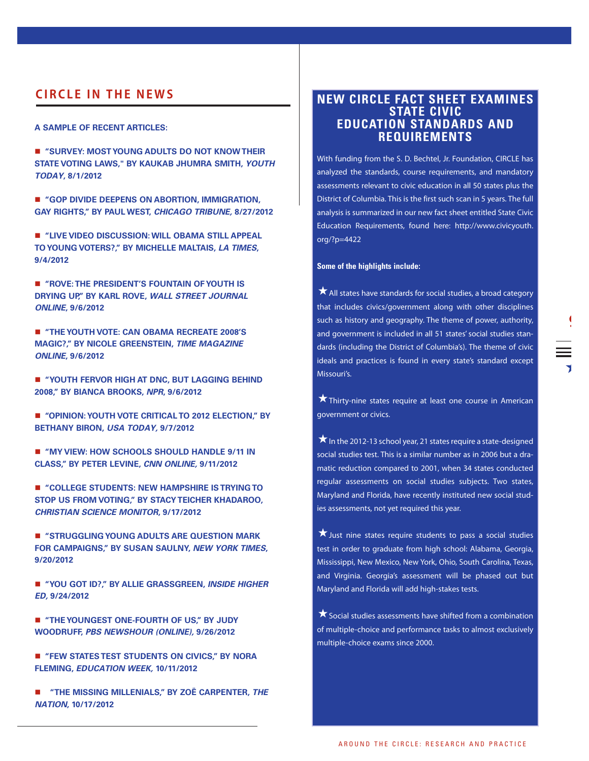## CIRCLE IN THE NEWS

**A SAMPLE OF RECENT ARTICLES:**

- **"SURVEY: MOST YOUNG ADULTS DO NOT KNOW THEIR STATE VOTING LAWS," BY KAUKAB JHUMRA SMITH, *YOUTH TODAY*, 8/1/2012**
- **"GOP DIVIDE DEEPENS ON ABORTION, IMMIGRATION, GAY RIGHTS," BY PAUL WEST, *CHICAGO TRIBUNE*, 8/27/2012**
- **"LIVE VIDEO DISCUSSION: WILL OBAMA STILL APPEAL TO YOUNG VOTERS?," BY MICHELLE MALTAIS, *LA TIMES*, 9/4/2012**
- **"ROVE: THE PRESIDENT'S FOUNTAIN OF YOUTH IS DRYING UP," BY KARL ROVE, *WALL STREET JOURNAL ONLINE*, 9/6/2012**
- **"THE YOUTH VOTE: CAN OBAMA RECREATE 2008'S MAGIC?," BY NICOLE GREENSTEIN, *TIME MAGAZINE ONLINE*, 9/6/2012**
- **"YOUTH FERVOR HIGH AT DNC, BUT LAGGING BEHIND 2008," BY BIANCA BROOKS, *NPR*, 9/6/2012**
- **"OPINION: YOUTH VOTE CRITICAL TO 2012 ELECTION," BY BETHANY BIRON, *USA TODAY*, 9/7/2012**
- **"MY VIEW: HOW SCHOOLS SHOULD HANDLE 9/11 IN CLASS," BY PETER LEVINE, *CNN ONLINE*, 9/11/2012**
- **"COLLEGE STUDENTS: NEW HAMPSHIRE IS TRYING TO STOP US FROM VOTING," BY STACY TEICHER KHADAROO, *CHRISTIAN SCIENCE MONITOR*, 9/17/2012**
- **"STRUGGLING YOUNG ADULTS ARE QUESTION MARK FOR CAMPAIGNS," BY SUSAN SAULNY, *NEW YORK TIMES*, 9/20/2012**
- **"YOU GOT ID?," BY ALLIE GRASSGREEN, *INSIDE HIGHER ED*, 9/24/2012**
- **"THE YOUNGEST ONE-FOURTH OF US," BY JUDY WOODRUFF, *PBS NEWSHOUR (ONLINE)*, 9/26/2012**
- **"FEW STATES TEST STUDENTS ON CIVICS," BY NORA FLEMING, *EDUCATION WEEK*, 10/11/2012**
- **"THE MISSING MILLENIALS," BY ZOË CARPENTER, *THE NATION*, 10/17/2012**

## NEW CIRCLE FACT SHEET EXAMINES STATE CIVIC EDUCATION STANDARDS AND REQUIREMENTS

With funding from the S. D. Bechtel, Jr. Foundation, CIRCLE has analyzed the standards, course requirements, and mandatory assessments relevant to civic education in all 50 states plus the District of Columbia. This is the first such scan in 5 years. The full analysis is summarized in our new fact sheet entitled State Civic Education Requirements, found here: http://www.civicyouth.org/?p=4422

**Some of the highlights include:**

★ All states have standards for social studies, a broad category that includes civics/government along with other disciplines such as history and geography. The theme of power, authority, and government is included in all 51 states' social studies standards (including the District of Columbia's). The theme of civic ideals and practices is found in every state's standard except Missouri's.

★ Thirty-nine states require at least one course in American government or civics.

★ In the 2012-13 school year, 21 states require a state-designed social studies test. This is a similar number as in 2006 but a dramatic reduction compared to 2001, when 34 states conducted regular assessments on social studies subjects. Two states, Maryland and Florida, have recently instituted new social studies assessments, not yet required this year.

★ Just nine states require students to pass a social studies test in order to graduate from high school: Alabama, Georgia, Mississippi, New Mexico, New York, Ohio, South Carolina, Texas, and Virginia. Georgia's assessment will be phased out but Maryland and Florida will add high-stakes tests.

★ Social studies assessments have shifted from a combination of multiple-choice and performance tasks to almost exclusively multiple-choice exams since 2000.